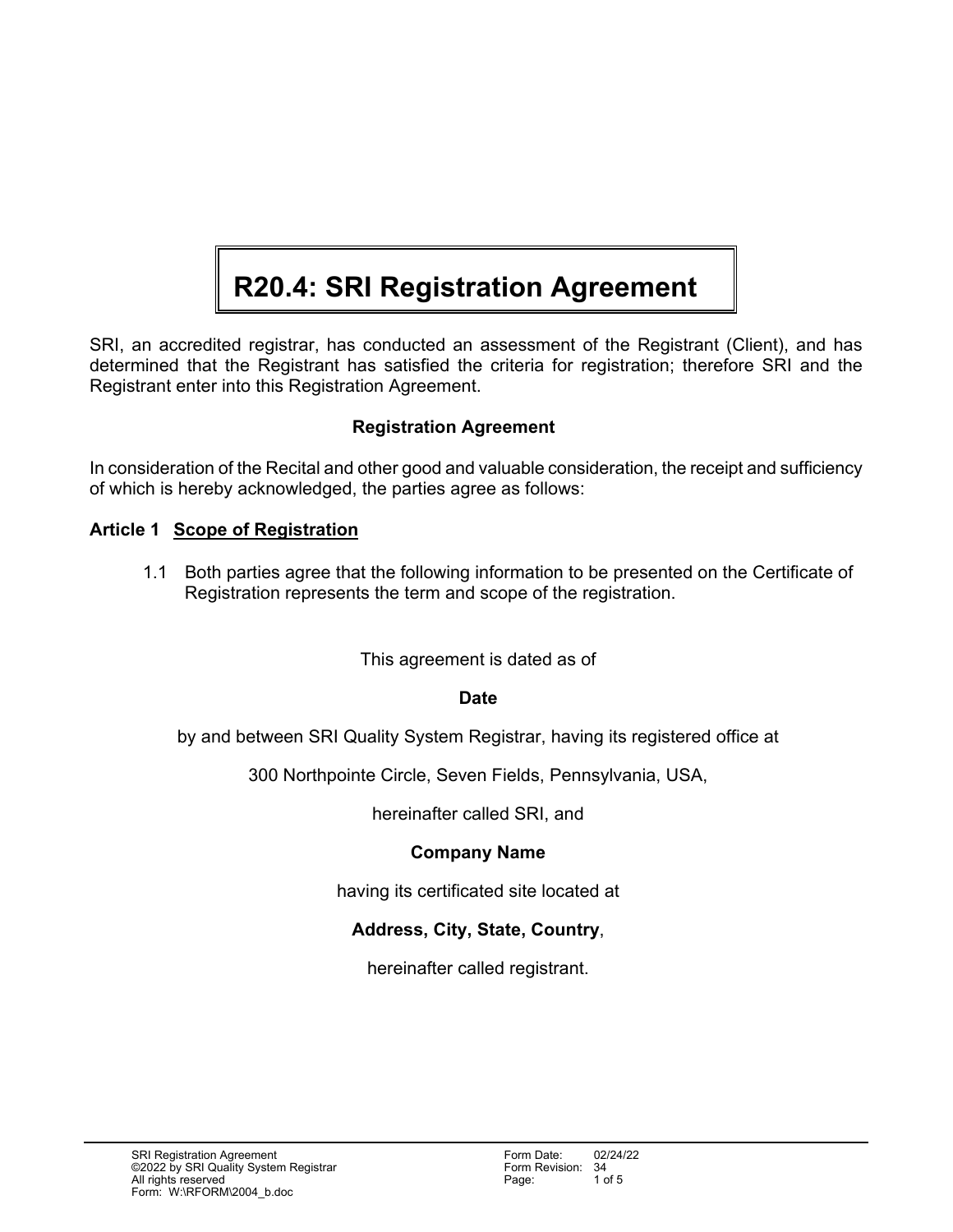# R20.4: SRI Registration Agreement

SRI, an accredited registrar, has conducted an assessment of the Registrant (Client), and has determined that the Registrant has satisfied the criteria for registration; therefore SRI and the Registrant enter into this Registration Agreement.

**Registration Agreement**

In consideration of the Recital and other good and valuable consideration, the receipt and sufficiency of which is hereby acknowledged, the parties agree as follows:

**Article 1 Scope of Registration**

1.1 Both parties agree that the following information to be presented on the Certificate of Registration represents the term and scope of the registration.

This agreement is dated as of

**Date**

by and between SRI Quality System Registrar, having its registered office at

300 Northpointe Circle, Seven Fields, Pennsylvania, USA,

hereinafter called SRI, and

**Company Name**

having its certificated site located at

**Address, City, State, Country**,

hereinafter called registrant.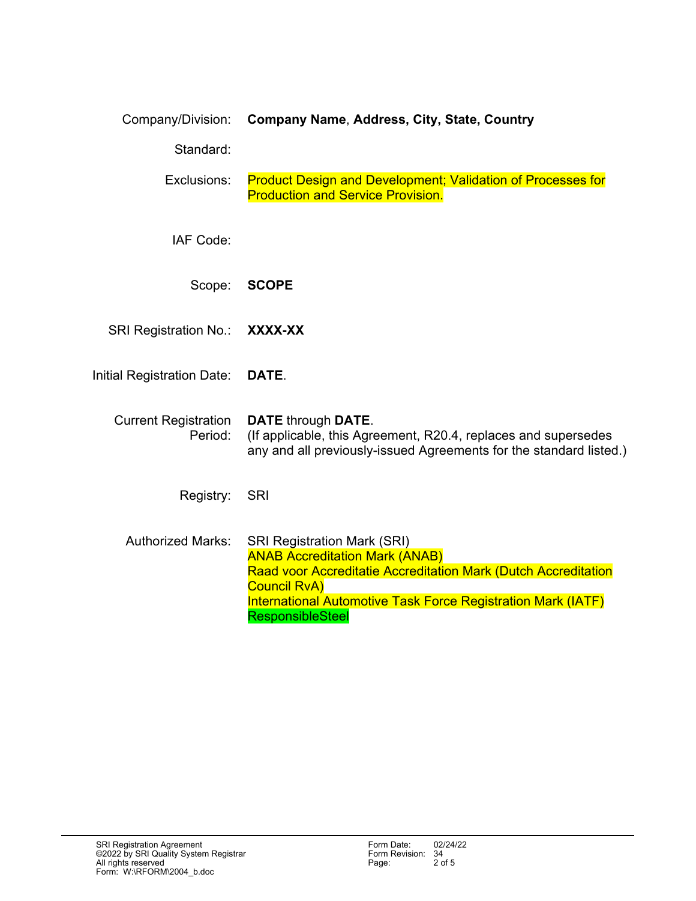| | |
|---|---|
| Company/Division: | **Company Name**, **Address, City, State, Country** |
| Standard: | |
| Exclusions: | Product Design and Development; Validation of Processes for Production and Service Provision. |
| IAF Code: | |
| Scope: | **SCOPE** |
| SRI Registration No.: | **XXXX-XX** |
| Initial Registration Date: | **DATE**. |
| Current Registration Period: | **DATE** through **DATE**.<br>(If applicable, this Agreement, R20.4, replaces and supersedes any and all previously-issued Agreements for the standard listed.) |
| Registry: | SRI |
| Authorized Marks: | SRI Registration Mark (SRI)<br>ANAB Accreditation Mark (ANAB)<br>Raad voor Accreditatie Accreditation Mark (Dutch Accreditation Council RvA)<br>International Automotive Task Force Registration Mark (IATF)<br>ResponsibleSteel |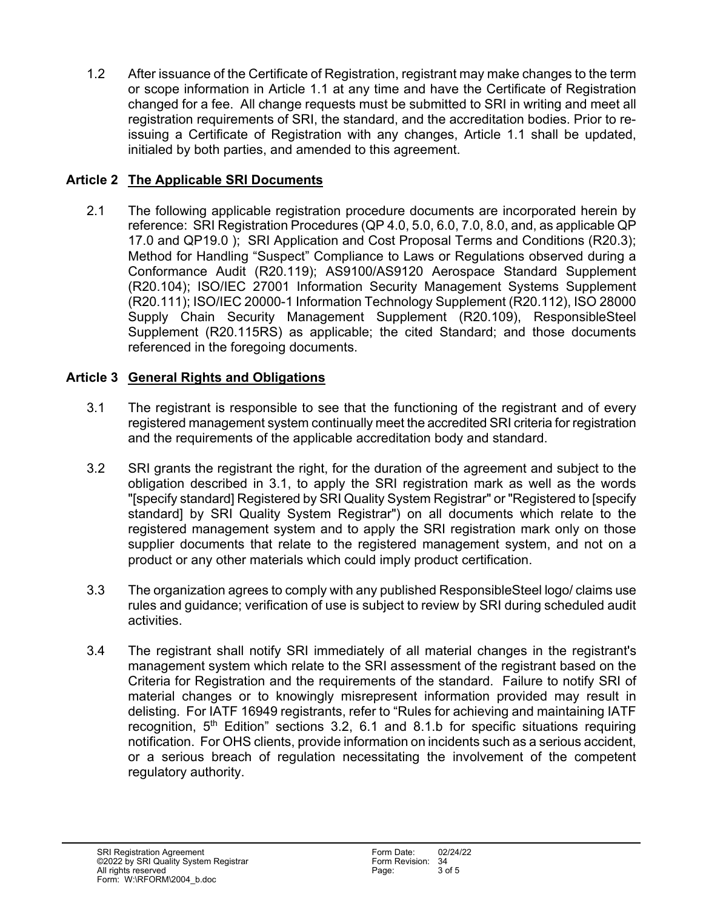1.2 After issuance of the Certificate of Registration, registrant may make changes to the term or scope information in Article 1.1 at any time and have the Certificate of Registration changed for a fee. All change requests must be submitted to SRI in writing and meet all registration requirements of SRI, the standard, and the accreditation bodies. Prior to re-issuing a Certificate of Registration with any changes, Article 1.1 shall be updated, initialed by both parties, and amended to this agreement.

## Article 2 <u>The Applicable SRI Documents</u>

2.1 The following applicable registration procedure documents are incorporated herein by reference: SRI Registration Procedures (QP 4.0, 5.0, 6.0, 7.0, 8.0, and, as applicable QP 17.0 and QP19.0 ); SRI Application and Cost Proposal Terms and Conditions (R20.3); Method for Handling "Suspect" Compliance to Laws or Regulations observed during a Conformance Audit (R20.119); AS9100/AS9120 Aerospace Standard Supplement (R20.104); ISO/IEC 27001 Information Security Management Systems Supplement (R20.111); ISO/IEC 20000-1 Information Technology Supplement (R20.112), ISO 28000 Supply Chain Security Management Supplement (R20.109), ResponsibleSteel Supplement (R20.115RS) as applicable; the cited Standard; and those documents referenced in the foregoing documents.

## Article 3 <u>General Rights and Obligations</u>

3.1 The registrant is responsible to see that the functioning of the registrant and of every registered management system continually meet the accredited SRI criteria for registration and the requirements of the applicable accreditation body and standard.

3.2 SRI grants the registrant the right, for the duration of the agreement and subject to the obligation described in 3.1, to apply the SRI registration mark as well as the words "[specify standard] Registered by SRI Quality System Registrar" or "Registered to [specify standard] by SRI Quality System Registrar") on all documents which relate to the registered management system and to apply the SRI registration mark only on those supplier documents that relate to the registered management system, and not on a product or any other materials which could imply product certification.

3.3 The organization agrees to comply with any published ResponsibleSteel logo/ claims use rules and guidance; verification of use is subject to review by SRI during scheduled audit activities.

3.4 The registrant shall notify SRI immediately of all material changes in the registrant's management system which relate to the SRI assessment of the registrant based on the Criteria for Registration and the requirements of the standard. Failure to notify SRI of material changes or to knowingly misrepresent information provided may result in delisting. For IATF 16949 registrants, refer to "Rules for achieving and maintaining IATF recognition, 5th Edition" sections 3.2, 6.1 and 8.1.b for specific situations requiring notification. For OHS clients, provide information on incidents such as a serious accident, or a serious breach of regulation necessitating the involvement of the competent regulatory authority.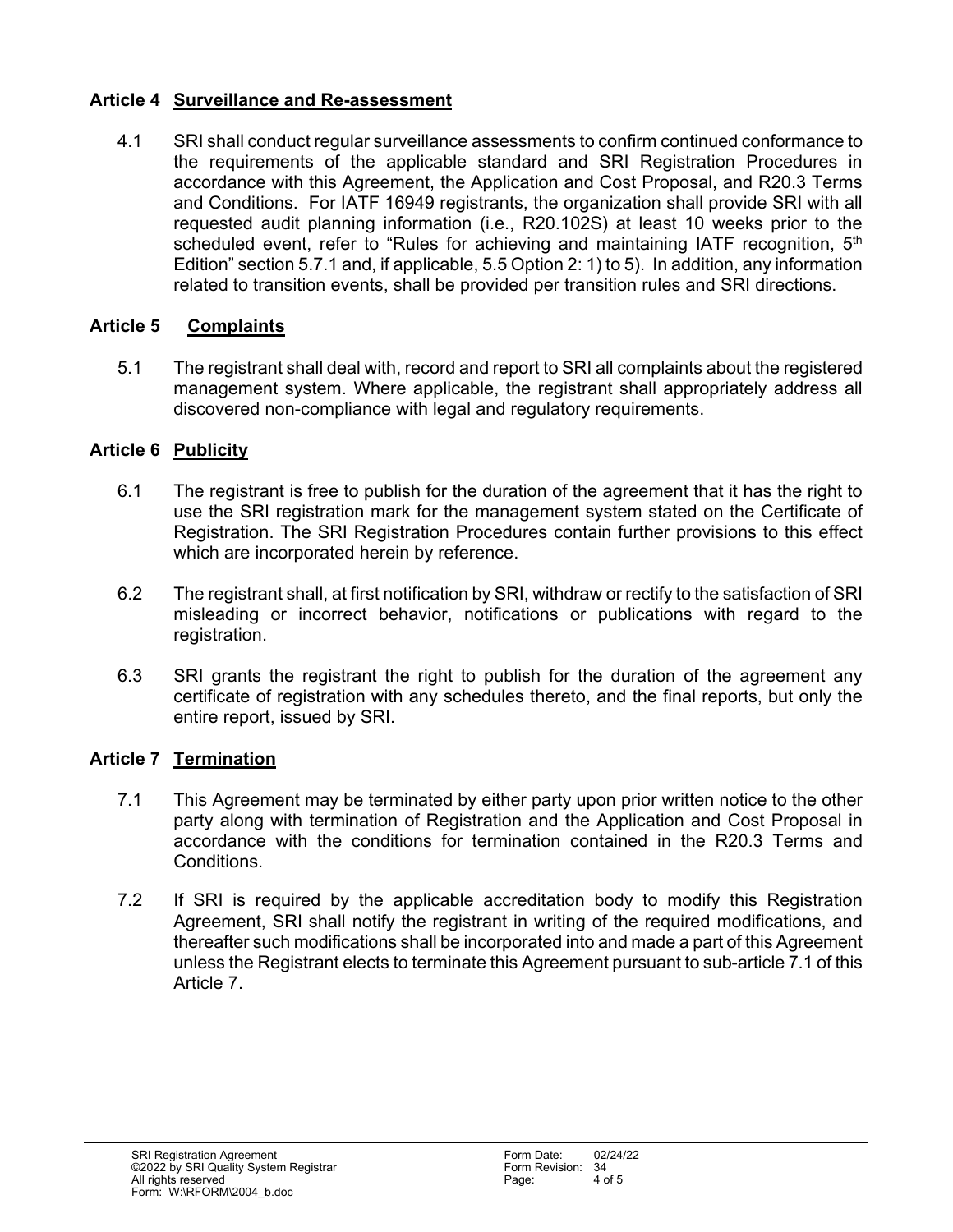## Article 4 Surveillance and Re-assessment

4.1 SRI shall conduct regular surveillance assessments to confirm continued conformance to the requirements of the applicable standard and SRI Registration Procedures in accordance with this Agreement, the Application and Cost Proposal, and R20.3 Terms and Conditions. For IATF 16949 registrants, the organization shall provide SRI with all requested audit planning information (i.e., R20.102S) at least 10 weeks prior to the scheduled event, refer to "Rules for achieving and maintaining IATF recognition, 5th Edition" section 5.7.1 and, if applicable, 5.5 Option 2: 1) to 5). In addition, any information related to transition events, shall be provided per transition rules and SRI directions.

## Article 5 Complaints

5.1 The registrant shall deal with, record and report to SRI all complaints about the registered management system. Where applicable, the registrant shall appropriately address all discovered non-compliance with legal and regulatory requirements.

## Article 6 Publicity

6.1 The registrant is free to publish for the duration of the agreement that it has the right to use the SRI registration mark for the management system stated on the Certificate of Registration. The SRI Registration Procedures contain further provisions to this effect which are incorporated herein by reference.

6.2 The registrant shall, at first notification by SRI, withdraw or rectify to the satisfaction of SRI misleading or incorrect behavior, notifications or publications with regard to the registration.

6.3 SRI grants the registrant the right to publish for the duration of the agreement any certificate of registration with any schedules thereto, and the final reports, but only the entire report, issued by SRI.

## Article 7 Termination

7.1 This Agreement may be terminated by either party upon prior written notice to the other party along with termination of Registration and the Application and Cost Proposal in accordance with the conditions for termination contained in the R20.3 Terms and Conditions.

7.2 If SRI is required by the applicable accreditation body to modify this Registration Agreement, SRI shall notify the registrant in writing of the required modifications, and thereafter such modifications shall be incorporated into and made a part of this Agreement unless the Registrant elects to terminate this Agreement pursuant to sub-article 7.1 of this Article 7.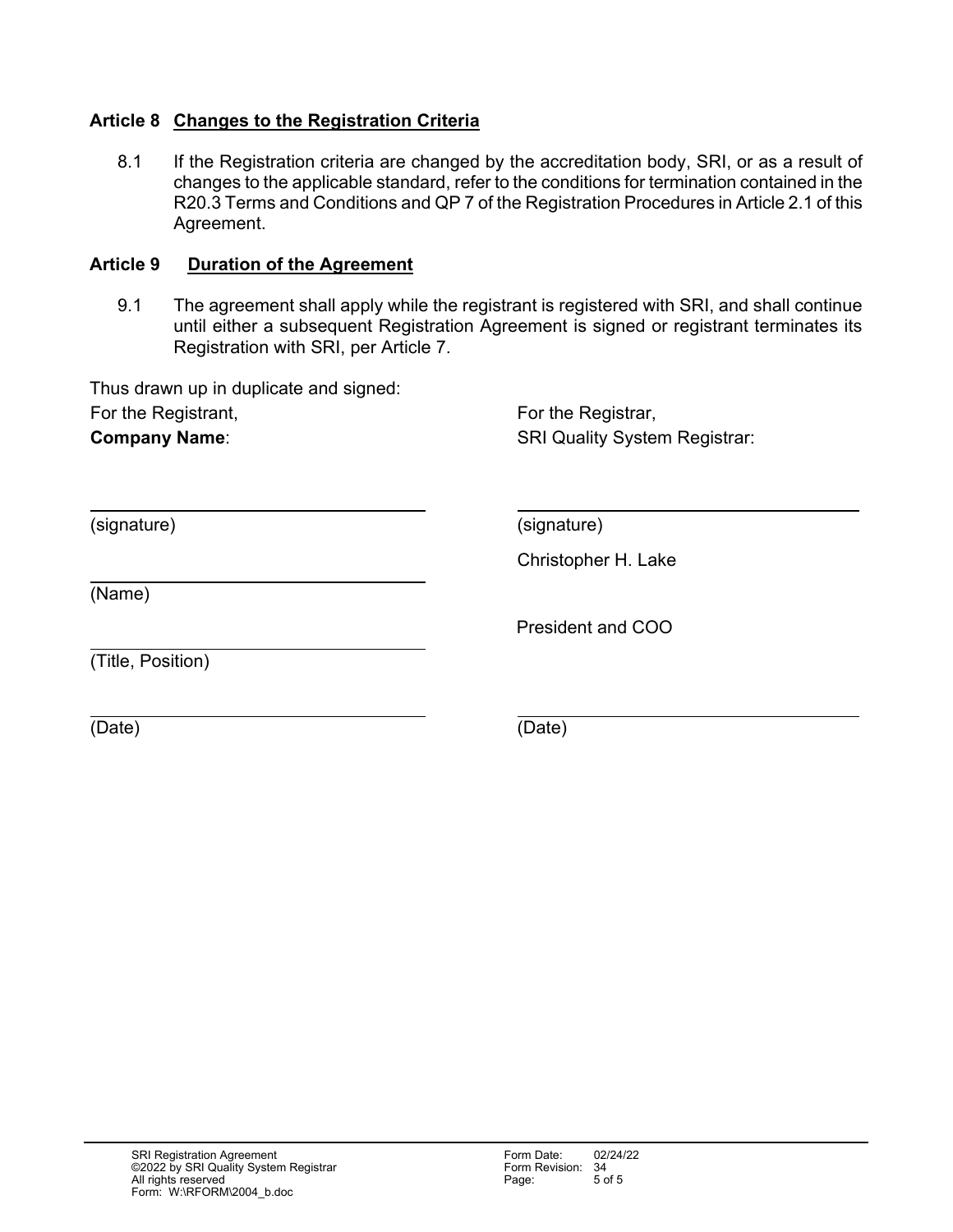### Article 8 Changes to the Registration Criteria

8.1 If the Registration criteria are changed by the accreditation body, SRI, or as a result of changes to the applicable standard, refer to the conditions for termination contained in the R20.3 Terms and Conditions and QP 7 of the Registration Procedures in Article 2.1 of this Agreement.

### Article 9 Duration of the Agreement

9.1 The agreement shall apply while the registrant is registered with SRI, and shall continue until either a subsequent Registration Agreement is signed or registrant terminates its Registration with SRI, per Article 7.

Thus drawn up in duplicate and signed:

For the Registrant,
**Company Name**:

\_\_\_\_\_\_\_\_\_\_\_\_\_\_\_\_\_\_\_\_\_\_\_\_\_\_\_\_\_\_
(signature)

\_\_\_\_\_\_\_\_\_\_\_\_\_\_\_\_\_\_\_\_\_\_\_\_\_\_\_\_\_\_
(Name)

\_\_\_\_\_\_\_\_\_\_\_\_\_\_\_\_\_\_\_\_\_\_\_\_\_\_\_\_\_\_
(Title, Position)

\_\_\_\_\_\_\_\_\_\_\_\_\_\_\_\_\_\_\_\_\_\_\_\_\_\_\_\_\_\_
(Date)

For the Registrar,
SRI Quality System Registrar:

\_\_\_\_\_\_\_\_\_\_\_\_\_\_\_\_\_\_\_\_\_\_\_\_\_\_\_\_\_\_
(signature)

Christopher H. Lake

President and COO

\_\_\_\_\_\_\_\_\_\_\_\_\_\_\_\_\_\_\_\_\_\_\_\_\_\_\_\_\_\_
(Date)

SRI Registration Agreement
©2022 by SRI Quality System Registrar
All rights reserved
Form: W:\RFORM\2004_b.doc

Form Date: 02/24/22
Form Revision: 34